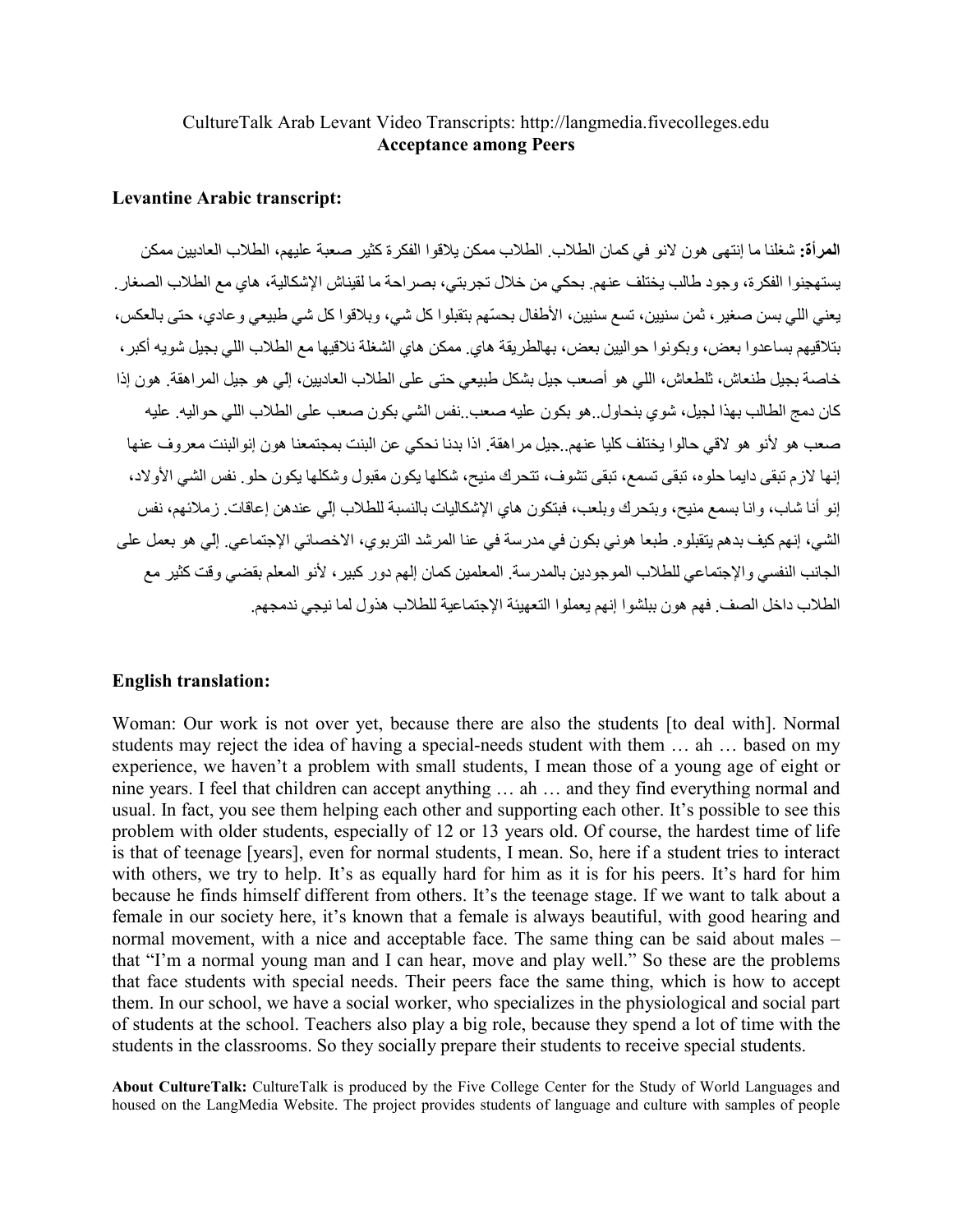CultureTalk Arab Levant Video Transcripts: http://langmedia.fivecolleges.edu
**Acceptance among Peers**

**Levantine Arabic transcript:**

**المرأة:** شغلنا ما إنتهى هون لانو في كمان الطلاب. الطلاب ممكن يلاقوا الفكرة كثير صعبة عليهم، الطلاب العاديين ممكن يستهجنوا الفكرة، وجود طالب يختلف عنهم. بحكي من خلال تجربتي، بصراحة ما لقيناش الإشكالية، هاي مع الطلاب الصغار. يعني اللي بسن صغير، ثمن سنيين، تسع سنيين، الأطفال بحسّهم بتقبلوا كل شي، وبلاقوا كل شي طبيعي وعادي، حتى بالعكس، بتلاقيهم بساعدوا بعض، وبكونوا حواليين بعض، بهالطريقة هاي. ممكن هاي الشغلة نلاقيها مع الطلاب اللي بجيل شويه أكبر، خاصة بجيل طنعاش، ثلطعاش، اللي هو أصعب جيل بشكل طبيعي حتى على الطلاب العاديين، إلي هو جيل المراهقة. هون إذا كان دمج الطالب بهذا لجيل، شوي بنحاول..هو بكون عليه صعب..نفس الشي بكون صعب على الطلاب اللي حواليه. عليه صعب هو لأنو هو لاقي حالوا يختلف كليا عنهم..جيل مراهقة. اذا بدنا نحكي عن البنت بمجتمعنا هون إنوالبنت معروف عنها إنها لازم تبقى دايما حلوه، تبقى تسمع، تبقى تشوف، تتحرك منيح، شكلها يكون مقبول وشكلها يكون حلو. نفس الشي الأولاد، إنو أنا شاب، وانا بسمع منيح، وبتحرك وبلعب، فبتكون هاي الإشكاليات بالنسبة للطلاب إلّي عندهن إعاقات. زملائهم، نفس الشي، إنهم كيف بدهم يتقبلوه. طبعا هوني بكون في مدرسة في عنا المرشد التربوي، الاخصائي الإجتماعي. إلّي هو بعمل على الجانب النفسي والإجتماعي للطلاب الموجودين بالمدرسة. المعلمين كمان إلهم دور كبير، لأنو المعلم بقضي وقت كثير مع الطلاب داخل الصف. فهم هون بيلشوا إنهم يعملوا التعهيئة الإجتماعية للطلاب هذول لما نيجي ندمجهم.

**English translation:**

Woman: Our work is not over yet, because there are also the students [to deal with]. Normal students may reject the idea of having a special-needs student with them … ah … based on my experience, we haven't a problem with small students, I mean those of a young age of eight or nine years. I feel that children can accept anything … ah … and they find everything normal and usual. In fact, you see them helping each other and supporting each other. It's possible to see this problem with older students, especially of 12 or 13 years old. Of course, the hardest time of life is that of teenage [years], even for normal students, I mean. So, here if a student tries to interact with others, we try to help. It's as equally hard for him as it is for his peers. It's hard for him because he finds himself different from others. It's the teenage stage. If we want to talk about a female in our society here, it's known that a female is always beautiful, with good hearing and normal movement, with a nice and acceptable face. The same thing can be said about males – that "I'm a normal young man and I can hear, move and play well." So these are the problems that face students with special needs. Their peers face the same thing, which is how to accept them. In our school, we have a social worker, who specializes in the physiological and social part of students at the school. Teachers also play a big role, because they spend a lot of time with the students in the classrooms. So they socially prepare their students to receive special students.

**About CultureTalk:** CultureTalk is produced by the Five College Center for the Study of World Languages and housed on the LangMedia Website. The project provides students of language and culture with samples of people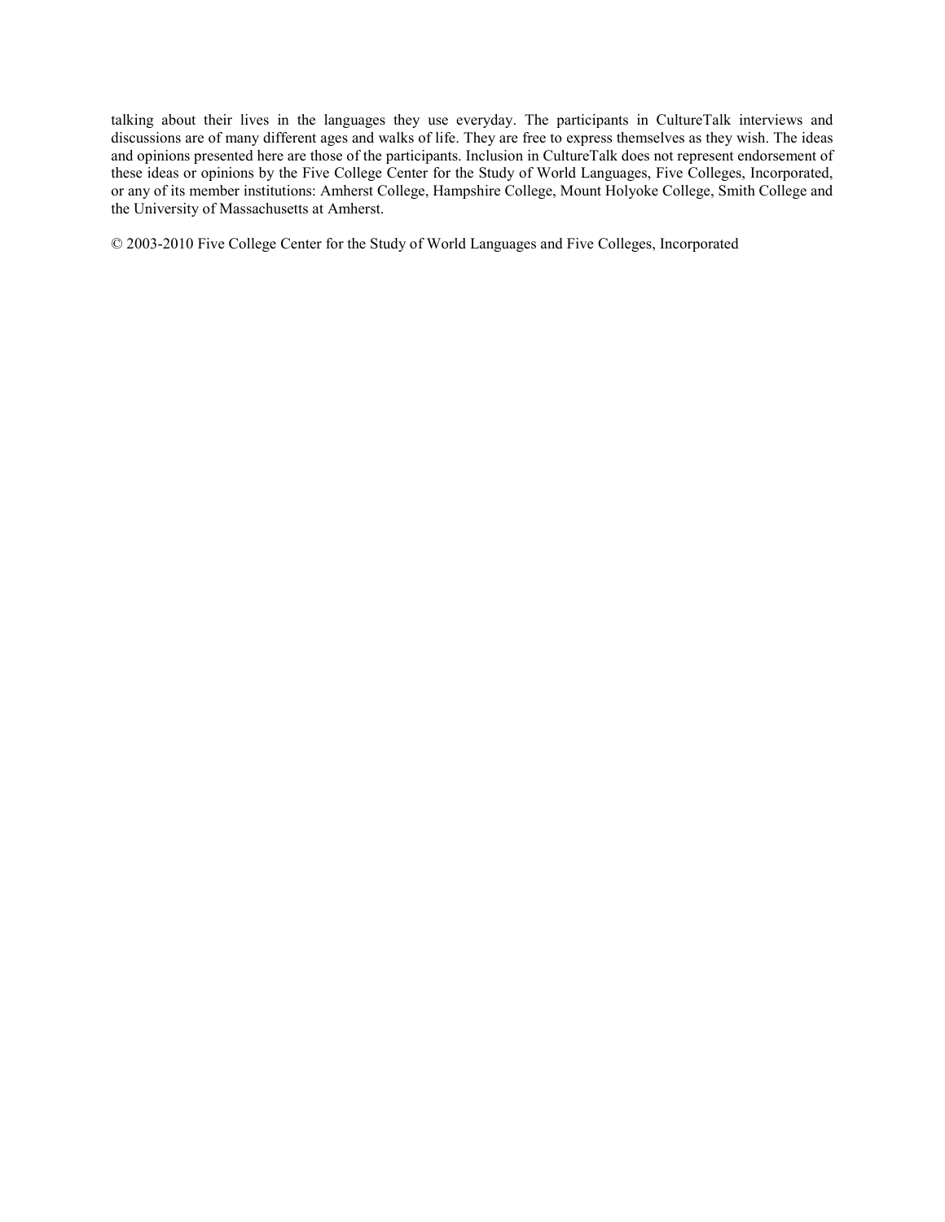talking about their lives in the languages they use everyday. The participants in CultureTalk interviews and discussions are of many different ages and walks of life. They are free to express themselves as they wish. The ideas and opinions presented here are those of the participants. Inclusion in CultureTalk does not represent endorsement of these ideas or opinions by the Five College Center for the Study of World Languages, Five Colleges, Incorporated, or any of its member institutions: Amherst College, Hampshire College, Mount Holyoke College, Smith College and the University of Massachusetts at Amherst.

© 2003-2010 Five College Center for the Study of World Languages and Five Colleges, Incorporated